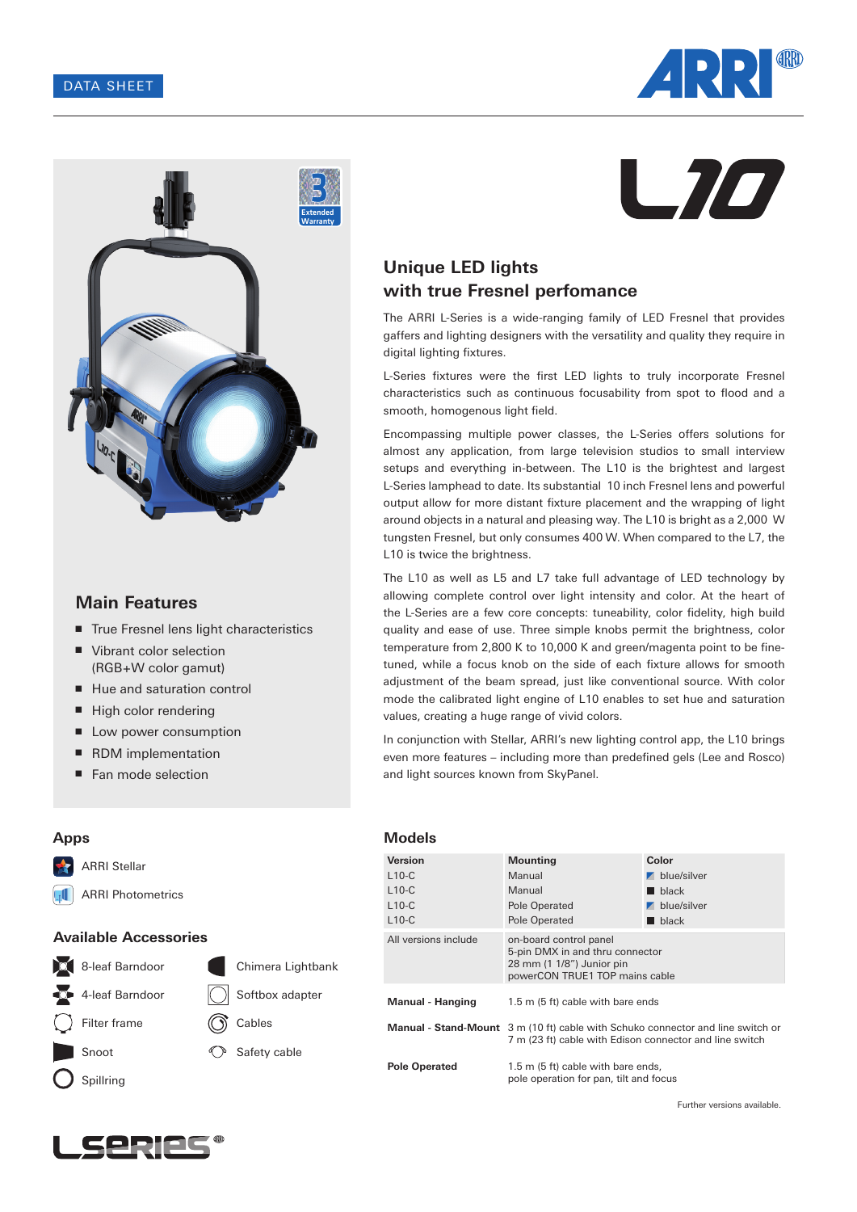DATA SHEET

# L10

## Unique LED lights with true Fresnel perfomance

The ARRI L-Series is a wide-ranging family of LED Fresnel that provides gaffers and lighting designers with the versatility and quality they require in digital lighting fixtures.

L-Series fixtures were the first LED lights to truly incorporate Fresnel characteristics such as continuous focusability from spot to flood and a smooth, homogenous light field.

Encompassing multiple power classes, the L-Series offers solutions for almost any application, from large television studios to small interview setups and everything in-between. The L10 is the brightest and largest L-Series lamphead to date. Its substantial 10 inch Fresnel lens and powerful output allow for more distant fixture placement and the wrapping of light around objects in a natural and pleasing way. The L10 is bright as a 2,000 W tungsten Fresnel, but only consumes 400 W. When compared to the L7, the L10 is twice the brightness.

The L10 as well as L5 and L7 take full advantage of LED technology by allowing complete control over light intensity and color. At the heart of the L-Series are a few core concepts: tuneability, color fidelity, high build quality and ease of use. Three simple knobs permit the brightness, color temperature from 2,800 K to 10,000 K and green/magenta point to be fine-tuned, while a focus knob on the side of each fixture allows for smooth adjustment of the beam spread, just like conventional source. With color mode the calibrated light engine of L10 enables to set hue and saturation values, creating a huge range of vivid colors.

In conjunction with Stellar, ARRI's new lighting control app, the L10 brings even more features – including more than predefined gels (Lee and Rosco) and light sources known from SkyPanel.

## Main Features

- True Fresnel lens light characteristics
- Vibrant color selection (RGB+W color gamut)
- Hue and saturation control
- High color rendering
- Low power consumption
- RDM implementation
- Fan mode selection

## Apps

- ARRI Stellar
- ARRI Photometrics

## Available Accessories

- 8-leaf Barndoor
- 4-leaf Barndoor
- Filter frame
- Snoot
- Spillring
- Chimera Lightbank
- Softbox adapter
- Cables
- Safety cable

## Models

| Version | Mounting | Color |
|---|---|---|
| L10-C | Manual | blue/silver |
| L10-C | Manual | black |
| L10-C | Pole Operated | blue/silver |
| L10-C | Pole Operated | black |
| All versions include | on-board control panel<br>5-pin DMX in and thru connector<br>28 mm (1 1/8") Junior pin<br>powerCON TRUE1 TOP mains cable | |
| **Manual - Hanging** | 1.5 m (5 ft) cable with bare ends | |
| **Manual - Stand-Mount** | 3 m (10 ft) cable with Schuko connector and line switch or<br>7 m (23 ft) cable with Edison connector and line switch | |
| **Pole Operated** | 1.5 m (5 ft) cable with bare ends,<br>pole operation for pan, tilt and focus | |

Further versions available.

L SERIES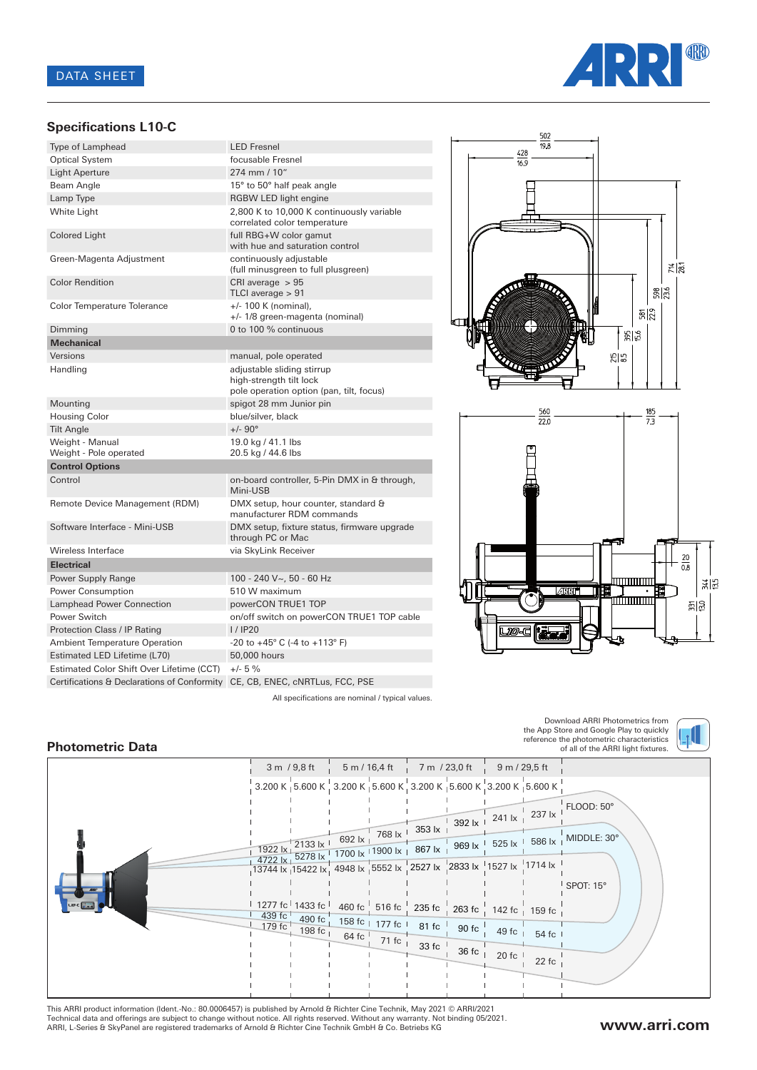## Specifications L10-C

| | |
|---|---|
| Type of Lamphead | LED Fresnel |
| Optical System | focusable Fresnel |
| Light Aperture | 274 mm / 10" |
| Beam Angle | 15° to 50° half peak angle |
| Lamp Type | RGBW LED light engine |
| White Light | 2,800 K to 10,000 K continuously variable correlated color temperature |
| Colored Light | full RBG+W color gamut with hue and saturation control |
| Green-Magenta Adjustment | continuously adjustable (full minusgreen to full plusgreen) |
| Color Rendition | CRI average > 95<br>TLCI average > 91 |
| Color Temperature Tolerance | +/- 100 K (nominal),<br>+/- 1/8 green-magenta (nominal) |
| Dimming | 0 to 100 % continuous |
| **Mechanical** | |
| Versions | manual, pole operated |
| Handling | adjustable sliding stirrup<br>high-strength tilt lock<br>pole operation option (pan, tilt, focus) |
| Mounting | spigot 28 mm Junior pin |
| Housing Color | blue/silver, black |
| Tilt Angle | +/- 90° |
| Weight - Manual<br>Weight - Pole operated | 19.0 kg / 41.1 lbs<br>20.5 kg / 44.6 lbs |
| **Control Options** | |
| Control | on-board controller, 5-Pin DMX in & through, Mini-USB |
| Remote Device Management (RDM) | DMX setup, hour counter, standard & manufacturer RDM commands |
| Software Interface - Mini-USB | DMX setup, fixture status, firmware upgrade through PC or Mac |
| Wireless Interface | via SkyLink Receiver |
| **Electrical** | |
| Power Supply Range | 100 - 240 V~, 50 - 60 Hz |
| Power Consumption | 510 W maximum |
| Lamphead Power Connection | powerCON TRUE1 TOP |
| Power Switch | on/off switch on powerCON TRUE1 TOP cable |
| Protection Class / IP Rating | I / IP20 |
| Ambient Temperature Operation | -20 to +45° C (-4 to +113° F) |
| Estimated LED Lifetime (L70) | 50,000 hours |
| Estimated Color Shift Over Lifetime (CCT) | +/- 5 % |
| Certifications & Declarations of Conformity | CE, CB, ENEC, cNRTLus, FCC, PSE |

All specifications are nominal / typical values.

502
19.8
428
16.9
714
28.1
598
23.6
581
22.9
395
15.6
215
8.5

560
22.0
185
7.3
20
0.8
344
13.5
331
13.0

## Photometric Data

Download ARRI Photometrics from the App Store and Google Play to quickly reference the photometric characteristics of all of the ARRI light fixtures.

3 m / 9,8 ft
5 m / 16,4 ft
7 m / 23,0 ft
9 m / 29,5 ft

3.200 K | 5.600 K | 3.200 K | 5.600 K | 3.200 K | 5.600 K | 3.200 K | 5.600 K

FLOOD: 50°
MIDDLE: 30°
SPOT: 15°

1922 lx
2133 lx
692 lx
768 lx
353 lx
392 lx
241 lx
237 lx

4722 lx
5278 lx
1700 lx
1900 lx
867 lx
969 lx
525 lx
586 lx

13744 lx
15422 lx
4948 lx
5552 lx
2527 lx
2833 lx
1527 lx
1714 lx

1277 fc
1433 fc
460 fc
516 fc
235 fc
263 fc
142 fc
159 fc

439 fc
490 fc
158 fc
177 fc
81 fc
90 fc
49 fc
54 fc

179 fc
198 fc
64 fc
71 fc
33 fc
36 fc
20 fc
22 fc

This ARRI product information (Ident.-No.: 80.0006457) is published by Arnold & Richter Cine Technik, May 2021 © ARRI/2021
Technical data and offerings are subject to change without notice. All rights reserved. Without any warranty. Not binding 05/2021.
ARRI, L-Series & SkyPanel are registered trademarks of Arnold & Richter Cine Technik GmbH & Co. Betriebs KG

www.arri.com